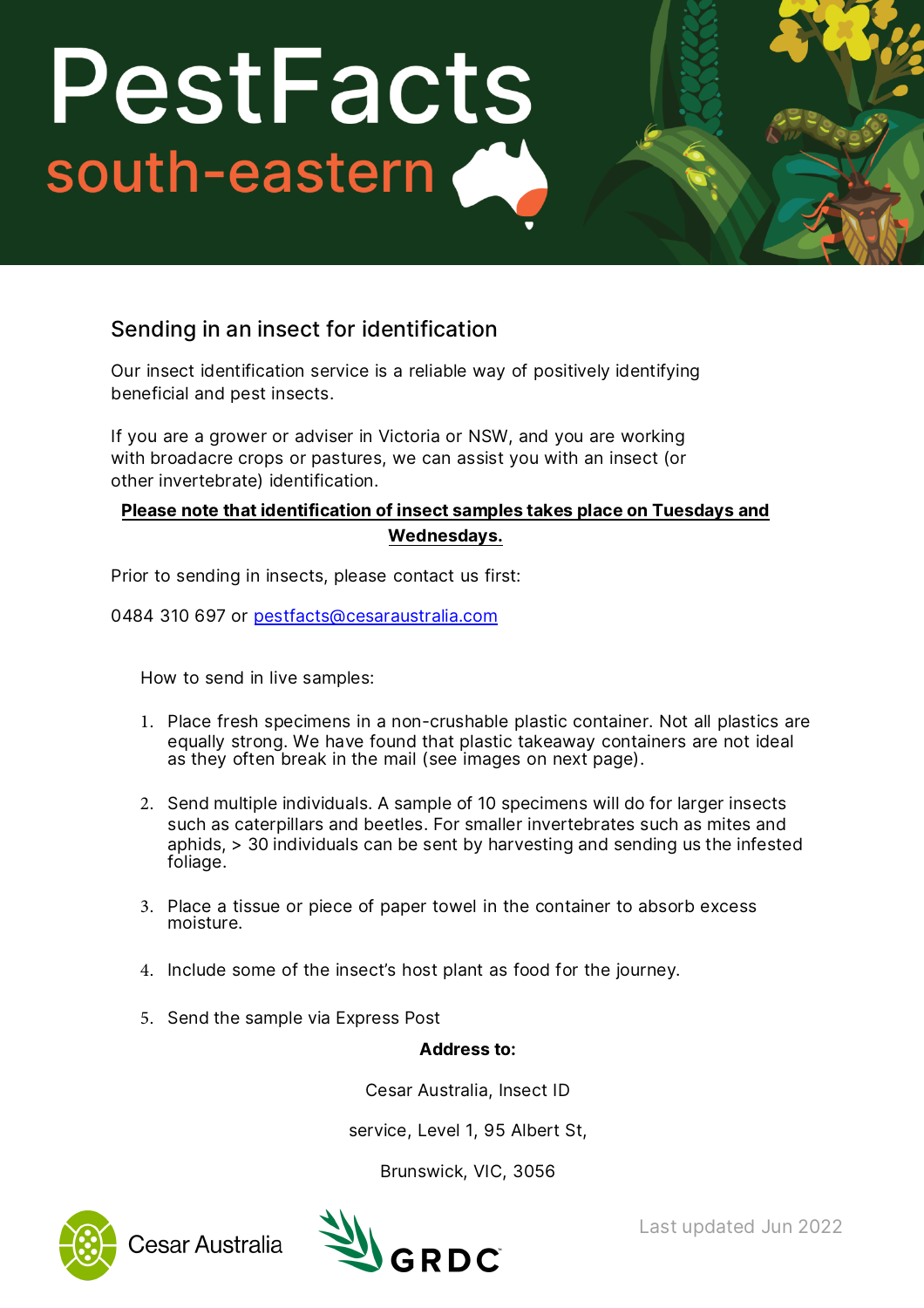# PestFacts south-eastern

## Sending in an insect for identification

Our insect identification service is a reliable way of positively identifying beneficial and pest insects.

If you are a grower or adviser in Victoria or NSW, and you are working with broadacre crops or pastures, we can assist you with an insect (or other invertebrate) identification.

**Please note that identification of insect samples takes place on Tuesdays and Wednesdays.**

Prior to sending in insects, please contact us first:

0484 310 697 or pestfacts@cesaraustralia.com

How to send in live samples:

1. Place fresh specimens in a non-crushable plastic container. Not all plastics are equally strong. We have found that plastic takeaway containers are not ideal as they often break in the mail (see images on next page).
2. Send multiple individuals. A sample of 10 specimens will do for larger insects such as caterpillars and beetles. For smaller invertebrates such as mites and aphids, > 30 individuals can be sent by harvesting and sending us the infested foliage.
3. Place a tissue or piece of paper towel in the container to absorb excess moisture.
4. Include some of the insect's host plant as food for the journey.
5. Send the sample via Express Post

**Address to:**

Cesar Australia, Insect ID

service, Level 1, 95 Albert St,

Brunswick, VIC, 3056

Cesar Australia GRDC

Last updated Jun 2022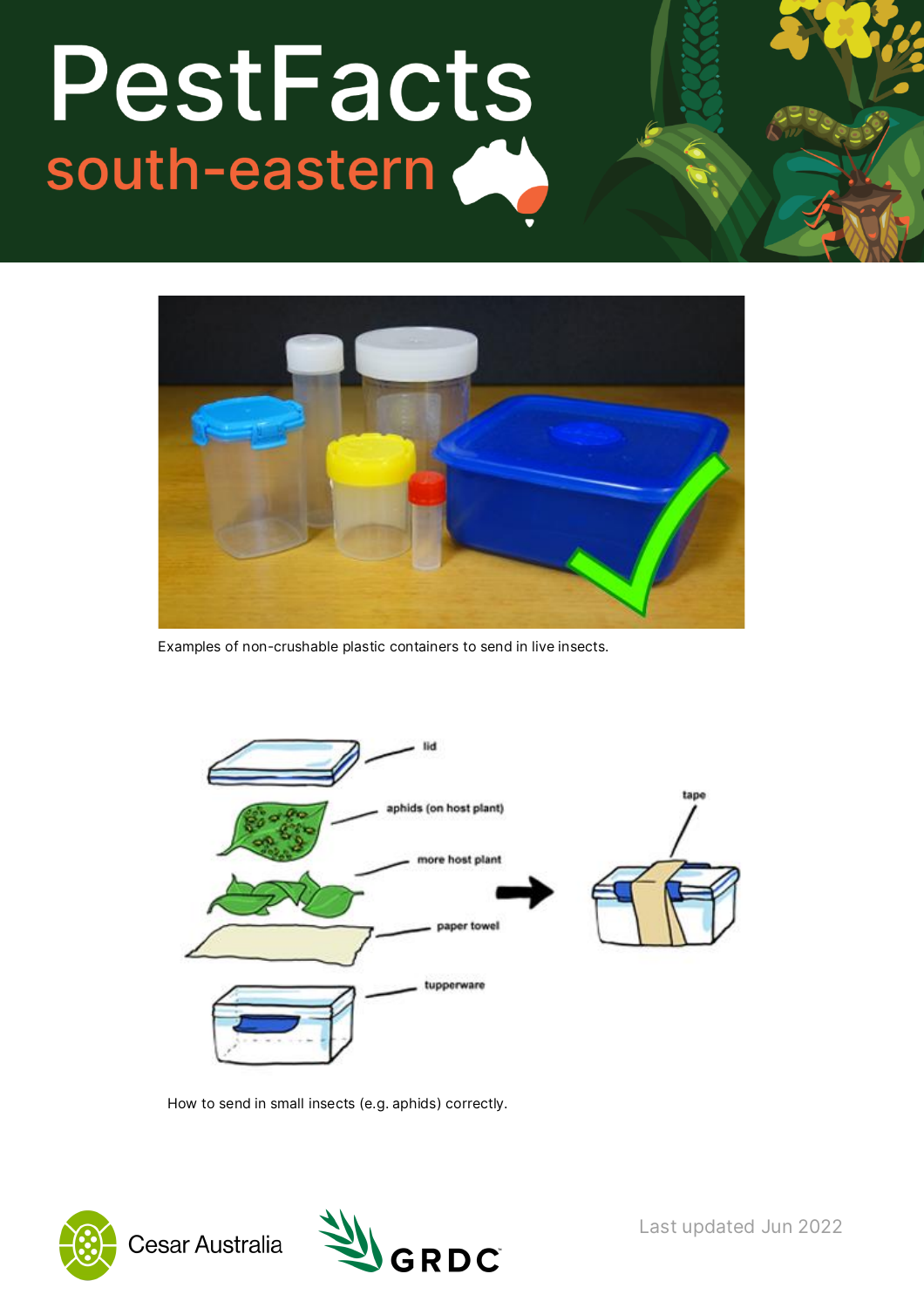Examples of non-crushable plastic containers to send in live insects.

lid

aphids (on host plant)

more host plant

paper towel

tupperware

tape

How to send in small insects (e.g. aphids) correctly.

Last updated Jun 2022